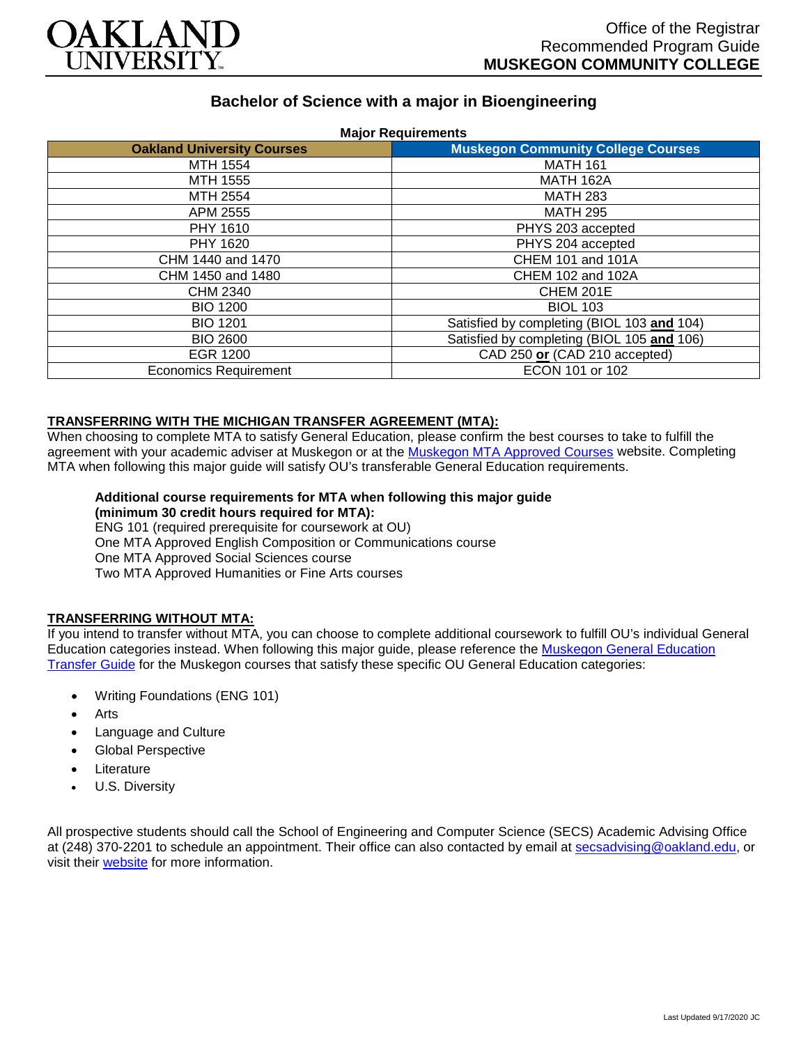# OAKLAND UNIVERSITY

Office of the Registrar
Recommended Program Guide
**MUSKEGON COMMUNITY COLLEGE**

## Bachelor of Science with a major in Bioengineering

**Major Requirements**

| Oakland University Courses | Muskegon Community College Courses |
|---|---|
| MTH 1554 | MATH 161 |
| MTH 1555 | MATH 162A |
| MTH 2554 | MATH 283 |
| APM 2555 | MATH 295 |
| PHY 1610 | PHYS 203 accepted |
| PHY 1620 | PHYS 204 accepted |
| CHM 1440 and 1470 | CHEM 101 and 101A |
| CHM 1450 and 1480 | CHEM 102 and 102A |
| CHM 2340 | CHEM 201E |
| BIO 1200 | BIOL 103 |
| BIO 1201 | Satisfied by completing (BIOL 103 **and** 104) |
| BIO 2600 | Satisfied by completing (BIOL 105 **and** 106) |
| EGR 1200 | CAD 250 **or** (CAD 210 accepted) |
| Economics Requirement | ECON 101 or 102 |

### TRANSFERRING WITH THE MICHIGAN TRANSFER AGREEMENT (MTA):

When choosing to complete MTA to satisfy General Education, please confirm the best courses to take to fulfill the agreement with your academic adviser at Muskegon or at the Muskegon MTA Approved Courses website. Completing MTA when following this major guide will satisfy OU's transferable General Education requirements.

**Additional course requirements for MTA when following this major guide (minimum 30 credit hours required for MTA):**
ENG 101 (required prerequisite for coursework at OU)
One MTA Approved English Composition or Communications course
One MTA Approved Social Sciences course
Two MTA Approved Humanities or Fine Arts courses

### TRANSFERRING WITHOUT MTA:

If you intend to transfer without MTA, you can choose to complete additional coursework to fulfill OU's individual General Education categories instead. When following this major guide, please reference the Muskegon General Education Transfer Guide for the Muskegon courses that satisfy these specific OU General Education categories:

- Writing Foundations (ENG 101)
- Arts
- Language and Culture
- Global Perspective
- Literature
- U.S. Diversity

All prospective students should call the School of Engineering and Computer Science (SECS) Academic Advising Office at (248) 370-2201 to schedule an appointment. Their office can also contacted by email at secsadvising@oakland.edu, or visit their website for more information.

Last Updated 9/17/2020 JC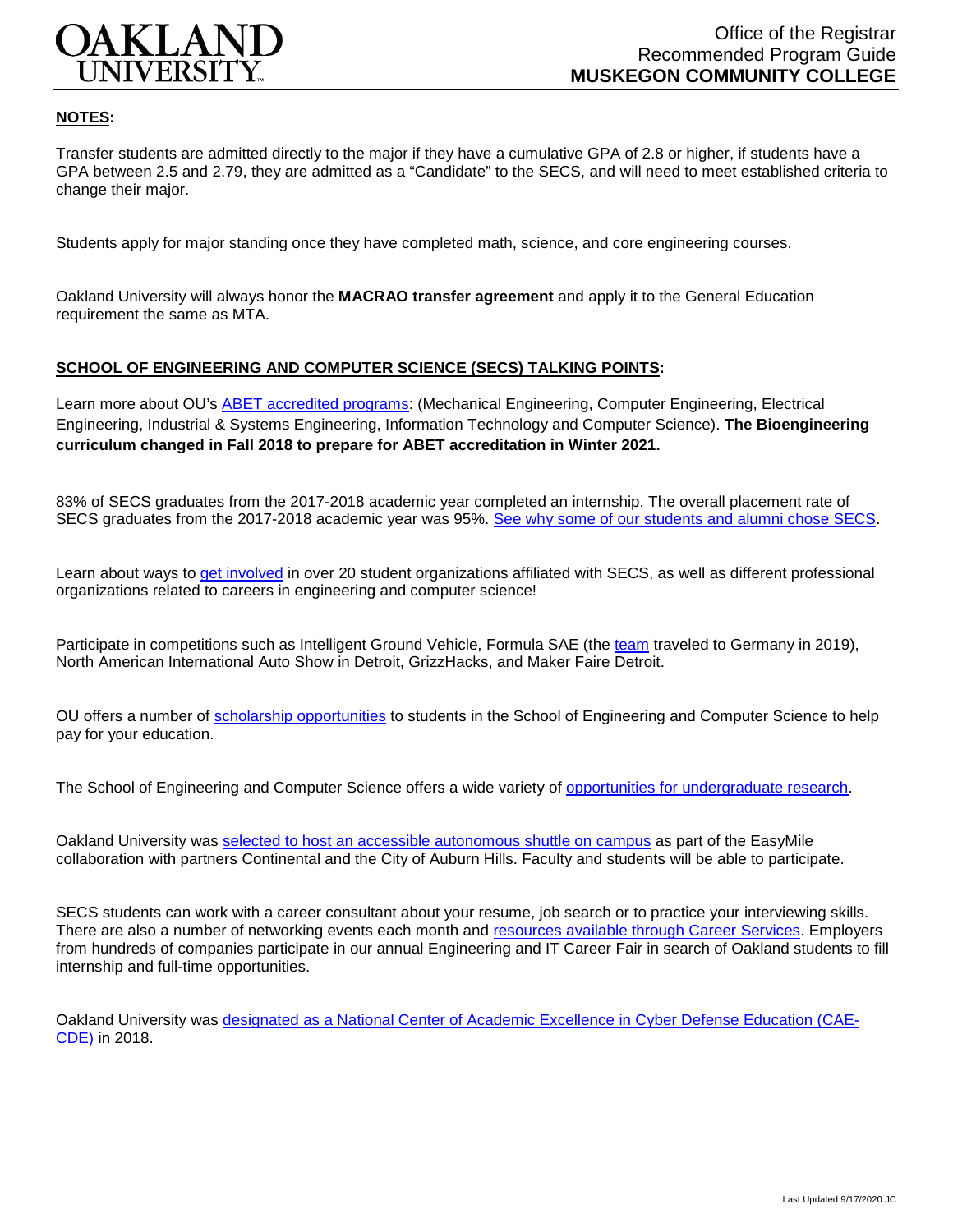**NOTES:**

Transfer students are admitted directly to the major if they have a cumulative GPA of 2.8 or higher, if students have a GPA between 2.5 and 2.79, they are admitted as a "Candidate" to the SECS, and will need to meet established criteria to change their major.

Students apply for major standing once they have completed math, science, and core engineering courses.

Oakland University will always honor the **MACRAO transfer agreement** and apply it to the General Education requirement the same as MTA.

**SCHOOL OF ENGINEERING AND COMPUTER SCIENCE (SECS) TALKING POINTS:**

Learn more about OU's ABET accredited programs: (Mechanical Engineering, Computer Engineering, Electrical Engineering, Industrial & Systems Engineering, Information Technology and Computer Science). **The Bioengineering curriculum changed in Fall 2018 to prepare for ABET accreditation in Winter 2021.**

83% of SECS graduates from the 2017-2018 academic year completed an internship. The overall placement rate of SECS graduates from the 2017-2018 academic year was 95%. See why some of our students and alumni chose SECS.

Learn about ways to get involved in over 20 student organizations affiliated with SECS, as well as different professional organizations related to careers in engineering and computer science!

Participate in competitions such as Intelligent Ground Vehicle, Formula SAE (the team traveled to Germany in 2019), North American International Auto Show in Detroit, GrizzHacks, and Maker Faire Detroit.

OU offers a number of scholarship opportunities to students in the School of Engineering and Computer Science to help pay for your education.

The School of Engineering and Computer Science offers a wide variety of opportunities for undergraduate research.

Oakland University was selected to host an accessible autonomous shuttle on campus as part of the EasyMile collaboration with partners Continental and the City of Auburn Hills. Faculty and students will be able to participate.

SECS students can work with a career consultant about your resume, job search or to practice your interviewing skills. There are also a number of networking events each month and resources available through Career Services. Employers from hundreds of companies participate in our annual Engineering and IT Career Fair in search of Oakland students to fill internship and full-time opportunities.

Oakland University was designated as a National Center of Academic Excellence in Cyber Defense Education (CAE-CDE) in 2018.